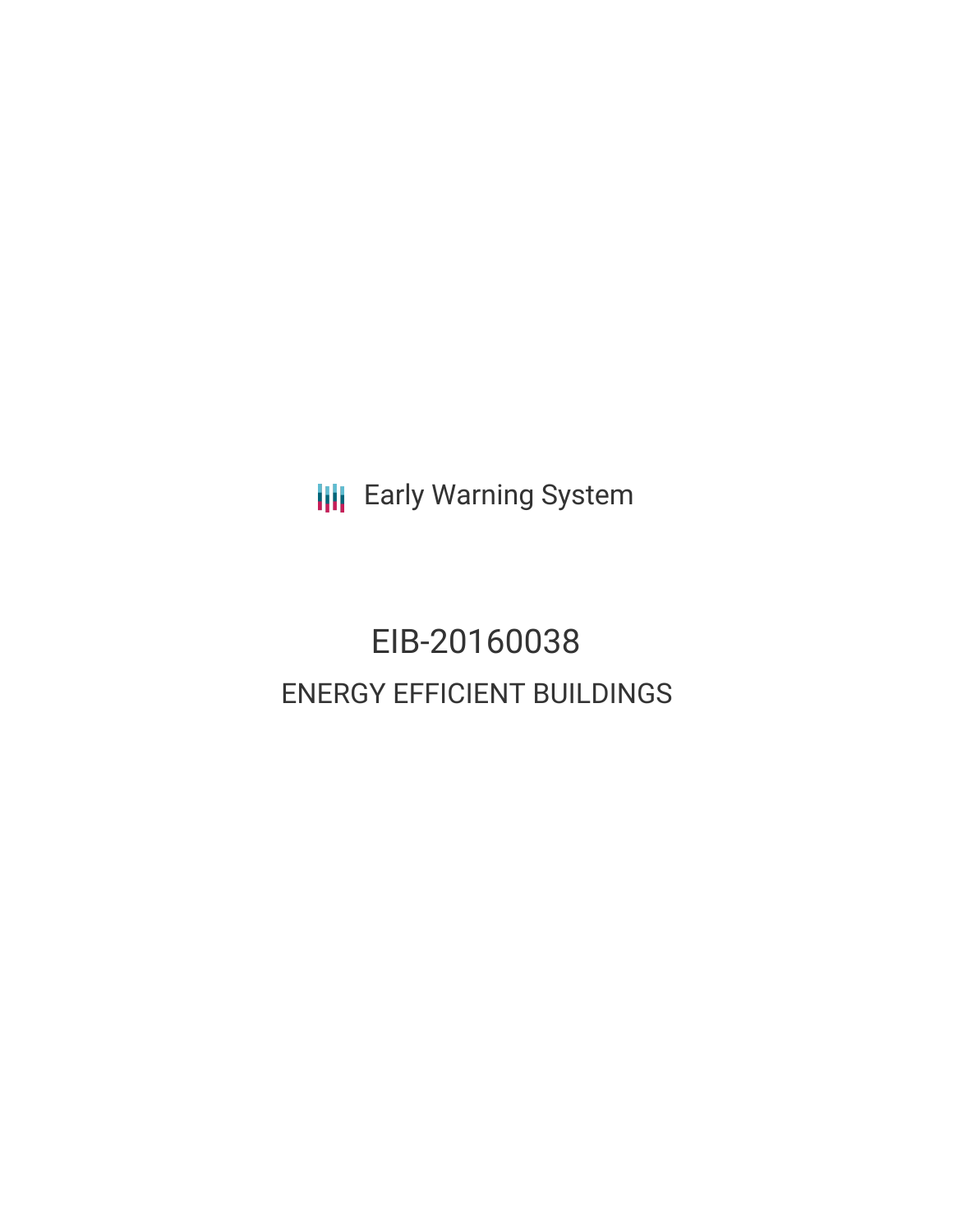Early Warning System

# EIB-20160038

## ENERGY EFFICIENT BUILDINGS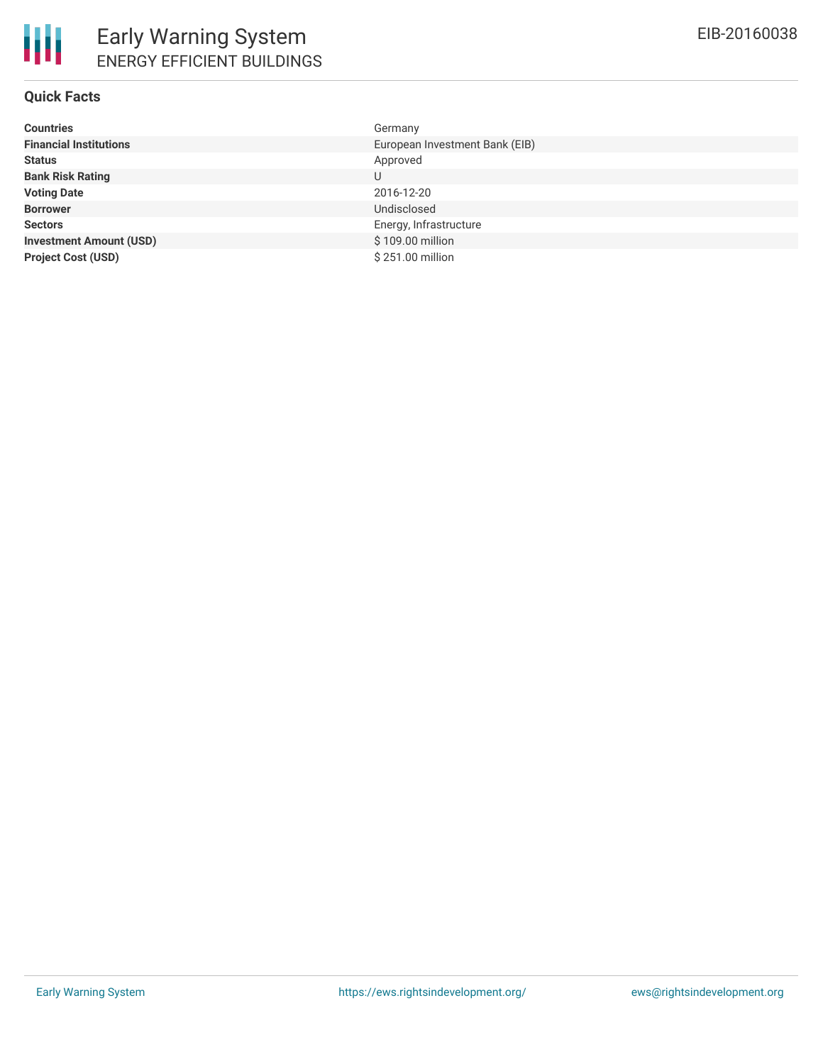# Early Warning System

## ENERGY EFFICIENT BUILDINGS

EIB-20160038

### Quick Facts

| | |
|---|---|
| **Countries** | Germany |
| **Financial Institutions** | European Investment Bank (EIB) |
| **Status** | Approved |
| **Bank Risk Rating** | U |
| **Voting Date** | 2016-12-20 |
| **Borrower** | Undisclosed |
| **Sectors** | Energy, Infrastructure |
| **Investment Amount (USD)** | $ 109.00 million |
| **Project Cost (USD)** | $ 251.00 million |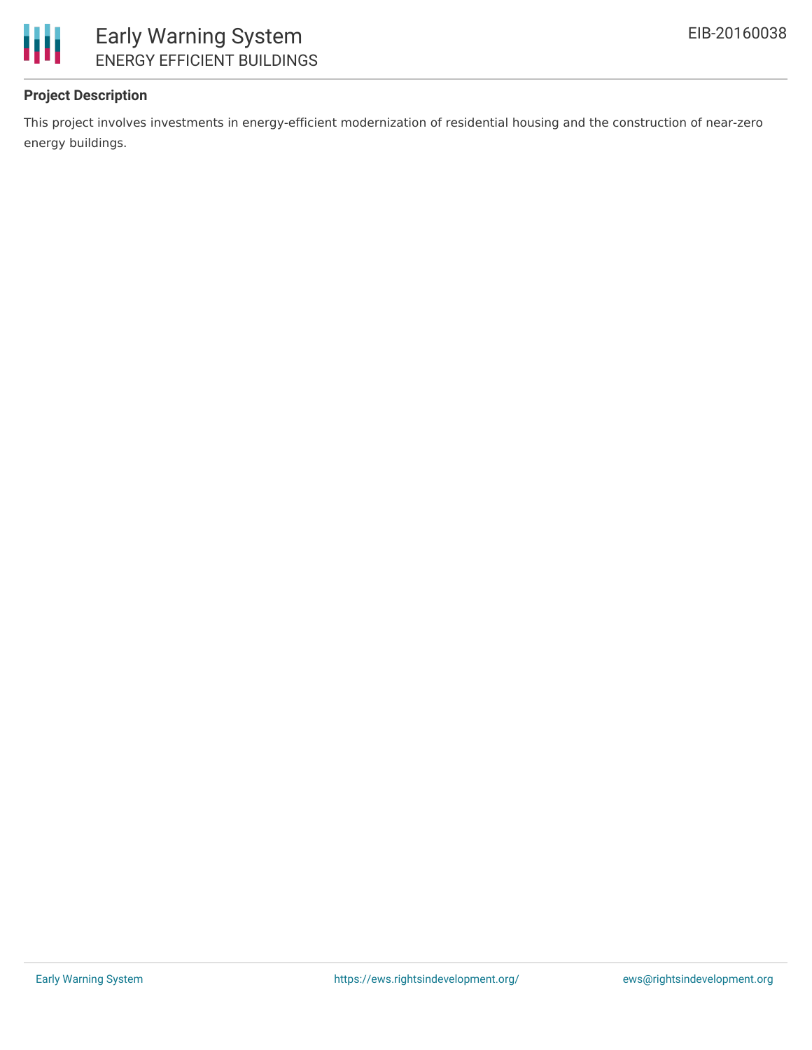**Project Description**

This project involves investments in energy-efficient modernization of residential housing and the construction of near-zero energy buildings.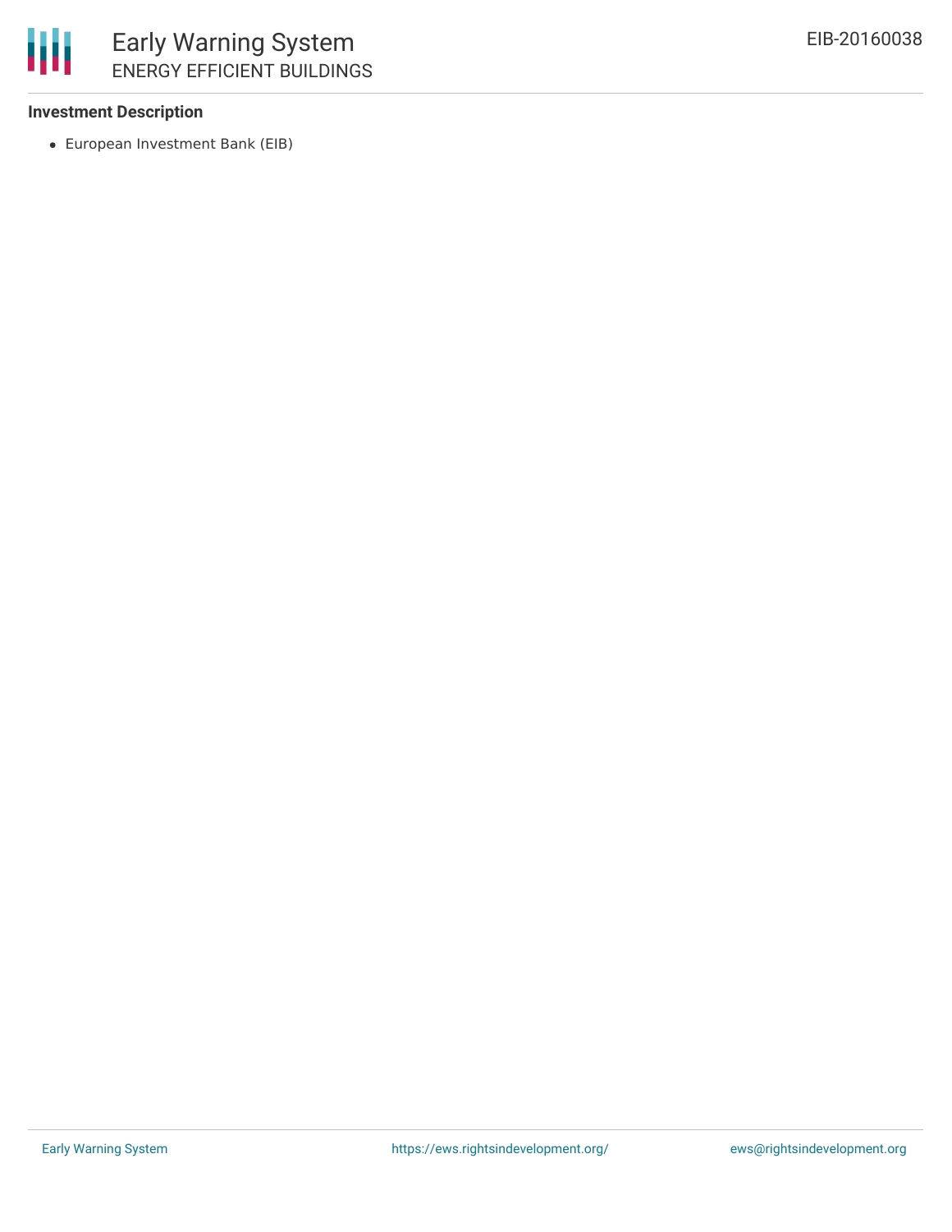**Investment Description**

- European Investment Bank (EIB)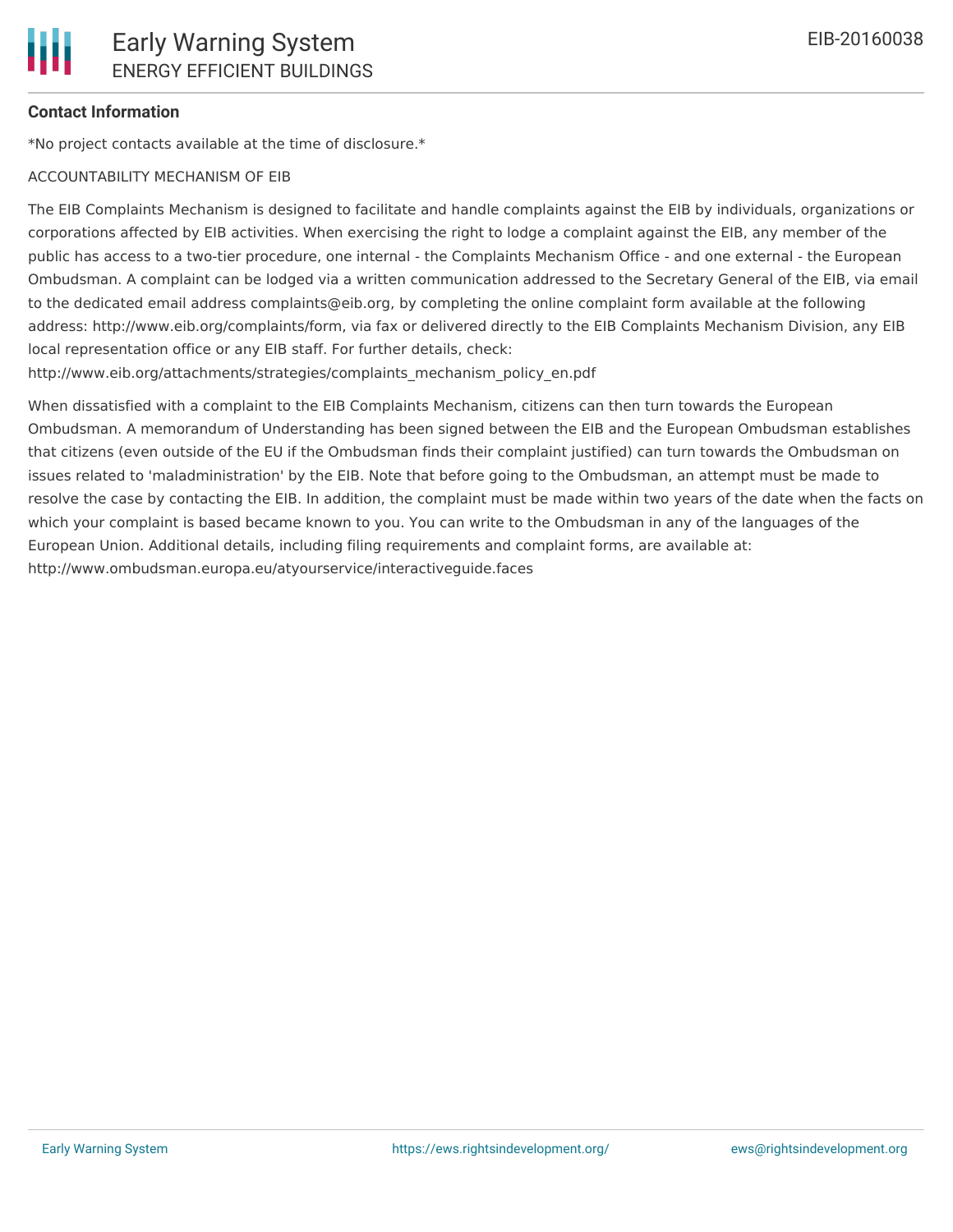**Contact Information**

*No project contacts available at the time of disclosure.*

ACCOUNTABILITY MECHANISM OF EIB

The EIB Complaints Mechanism is designed to facilitate and handle complaints against the EIB by individuals, organizations or corporations affected by EIB activities. When exercising the right to lodge a complaint against the EIB, any member of the public has access to a two-tier procedure, one internal - the Complaints Mechanism Office - and one external - the European Ombudsman. A complaint can be lodged via a written communication addressed to the Secretary General of the EIB, via email to the dedicated email address complaints@eib.org, by completing the online complaint form available at the following address: http://www.eib.org/complaints/form, via fax or delivered directly to the EIB Complaints Mechanism Division, any EIB local representation office or any EIB staff. For further details, check: http://www.eib.org/attachments/strategies/complaints_mechanism_policy_en.pdf

When dissatisfied with a complaint to the EIB Complaints Mechanism, citizens can then turn towards the European Ombudsman. A memorandum of Understanding has been signed between the EIB and the European Ombudsman establishes that citizens (even outside of the EU if the Ombudsman finds their complaint justified) can turn towards the Ombudsman on issues related to 'maladministration' by the EIB. Note that before going to the Ombudsman, an attempt must be made to resolve the case by contacting the EIB. In addition, the complaint must be made within two years of the date when the facts on which your complaint is based became known to you. You can write to the Ombudsman in any of the languages of the European Union. Additional details, including filing requirements and complaint forms, are available at: http://www.ombudsman.europa.eu/atyourservice/interactiveguide.faces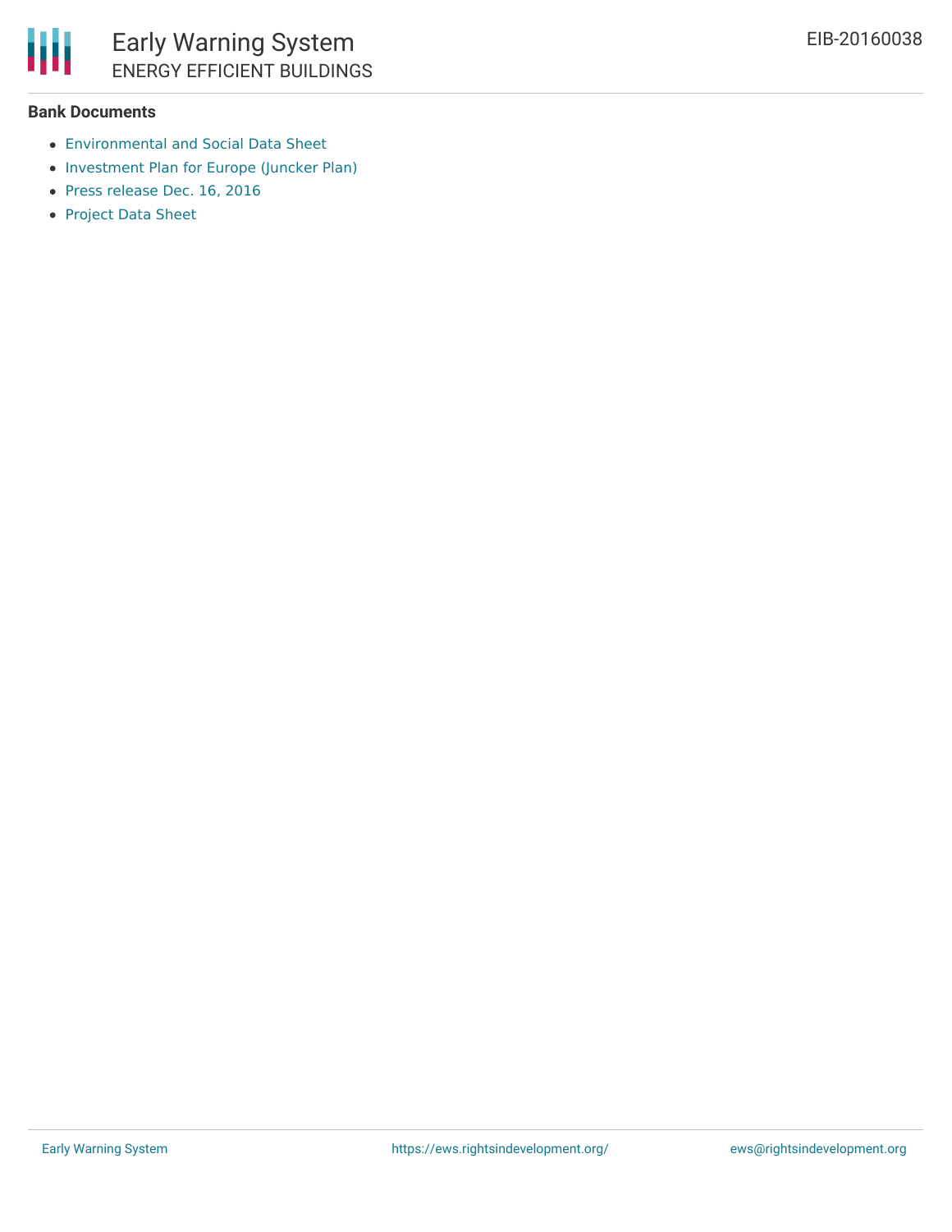**Bank Documents**

- Environmental and Social Data Sheet
- Investment Plan for Europe (Juncker Plan)
- Press release Dec. 16, 2016
- Project Data Sheet